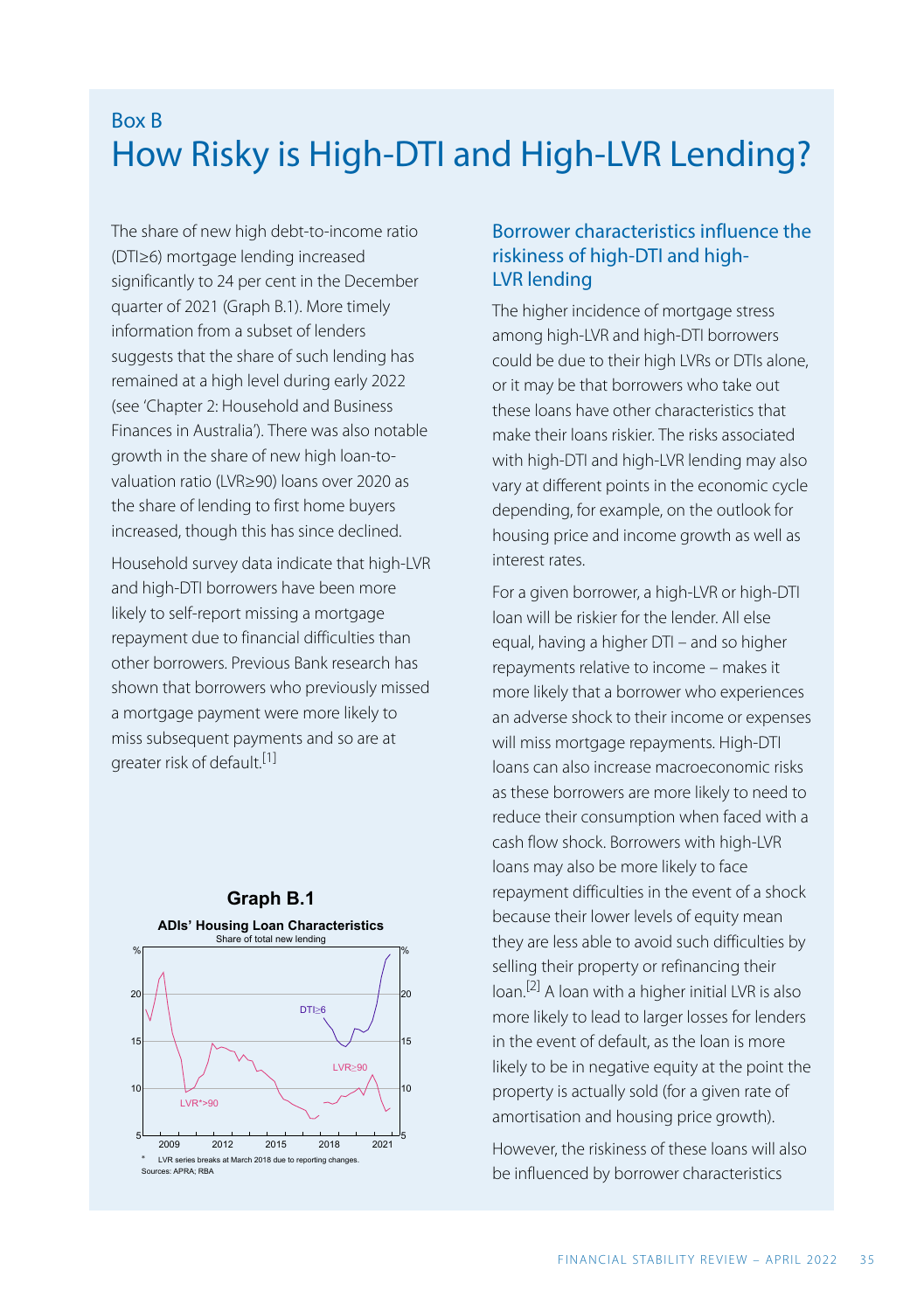Box B

# How Risky is High-DTI and High-LVR Lending?

The share of new high debt-to-income ratio (DTI≥6) mortgage lending increased significantly to 24 per cent in the December quarter of 2021 (Graph B.1). More timely information from a subset of lenders suggests that the share of such lending has remained at a high level during early 2022 (see 'Chapter 2: Household and Business Finances in Australia'). There was also notable growth in the share of new high loan-to-valuation ratio (LVR≥90) loans over 2020 as the share of lending to first home buyers increased, though this has since declined.

Household survey data indicate that high-LVR and high-DTI borrowers have been more likely to self-report missing a mortgage repayment due to financial difficulties than other borrowers. Previous Bank research has shown that borrowers who previously missed a mortgage payment were more likely to miss subsequent payments and so are at greater risk of default.[1]

**Graph B.1**

**ADIs' Housing Loan Characteristics**

Share of total new lending

\* LVR series breaks at March 2018 due to reporting changes.

Sources: APRA; RBA

## Borrower characteristics influence the riskiness of high-DTI and high-LVR lending

The higher incidence of mortgage stress among high-LVR and high-DTI borrowers could be due to their high LVRs or DTIs alone, or it may be that borrowers who take out these loans have other characteristics that make their loans riskier. The risks associated with high-DTI and high-LVR lending may also vary at different points in the economic cycle depending, for example, on the outlook for housing price and income growth as well as interest rates.

For a given borrower, a high-LVR or high-DTI loan will be riskier for the lender. All else equal, having a higher DTI – and so higher repayments relative to income – makes it more likely that a borrower who experiences an adverse shock to their income or expenses will miss mortgage repayments. High-DTI loans can also increase macroeconomic risks as these borrowers are more likely to need to reduce their consumption when faced with a cash flow shock. Borrowers with high-LVR loans may also be more likely to face repayment difficulties in the event of a shock because their lower levels of equity mean they are less able to avoid such difficulties by selling their property or refinancing their loan.[2] A loan with a higher initial LVR is also more likely to lead to larger losses for lenders in the event of default, as the loan is more likely to be in negative equity at the point the property is actually sold (for a given rate of amortisation and housing price growth).

However, the riskiness of these loans will also be influenced by borrower characteristics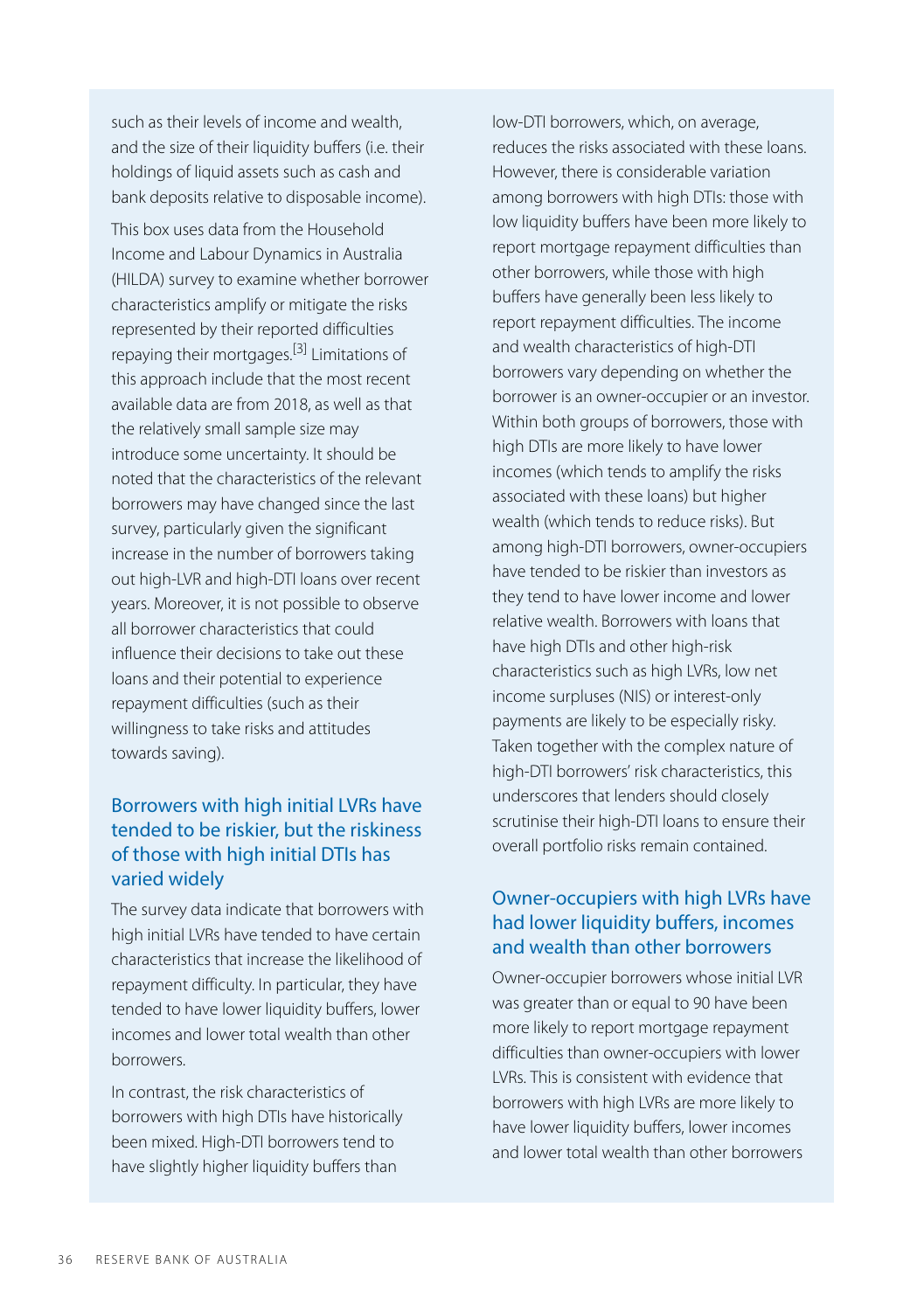such as their levels of income and wealth, and the size of their liquidity buffers (i.e. their holdings of liquid assets such as cash and bank deposits relative to disposable income).

This box uses data from the Household Income and Labour Dynamics in Australia (HILDA) survey to examine whether borrower characteristics amplify or mitigate the risks represented by their reported difficulties repaying their mortgages.[3] Limitations of this approach include that the most recent available data are from 2018, as well as that the relatively small sample size may introduce some uncertainty. It should be noted that the characteristics of the relevant borrowers may have changed since the last survey, particularly given the significant increase in the number of borrowers taking out high-LVR and high-DTI loans over recent years. Moreover, it is not possible to observe all borrower characteristics that could influence their decisions to take out these loans and their potential to experience repayment difficulties (such as their willingness to take risks and attitudes towards saving).

## Borrowers with high initial LVRs have tended to be riskier, but the riskiness of those with high initial DTIs has varied widely

The survey data indicate that borrowers with high initial LVRs have tended to have certain characteristics that increase the likelihood of repayment difficulty. In particular, they have tended to have lower liquidity buffers, lower incomes and lower total wealth than other borrowers.

In contrast, the risk characteristics of borrowers with high DTIs have historically been mixed. High-DTI borrowers tend to have slightly higher liquidity buffers than low-DTI borrowers, which, on average, reduces the risks associated with these loans. However, there is considerable variation among borrowers with high DTIs: those with low liquidity buffers have been more likely to report mortgage repayment difficulties than other borrowers, while those with high buffers have generally been less likely to report repayment difficulties. The income and wealth characteristics of high-DTI borrowers vary depending on whether the borrower is an owner-occupier or an investor. Within both groups of borrowers, those with high DTIs are more likely to have lower incomes (which tends to amplify the risks associated with these loans) but higher wealth (which tends to reduce risks). But among high-DTI borrowers, owner-occupiers have tended to be riskier than investors as they tend to have lower income and lower relative wealth. Borrowers with loans that have high DTIs and other high-risk characteristics such as high LVRs, low net income surpluses (NIS) or interest-only payments are likely to be especially risky. Taken together with the complex nature of high-DTI borrowers' risk characteristics, this underscores that lenders should closely scrutinise their high-DTI loans to ensure their overall portfolio risks remain contained.

## Owner-occupiers with high LVRs have had lower liquidity buffers, incomes and wealth than other borrowers

Owner-occupier borrowers whose initial LVR was greater than or equal to 90 have been more likely to report mortgage repayment difficulties than owner-occupiers with lower LVRs. This is consistent with evidence that borrowers with high LVRs are more likely to have lower liquidity buffers, lower incomes and lower total wealth than other borrowers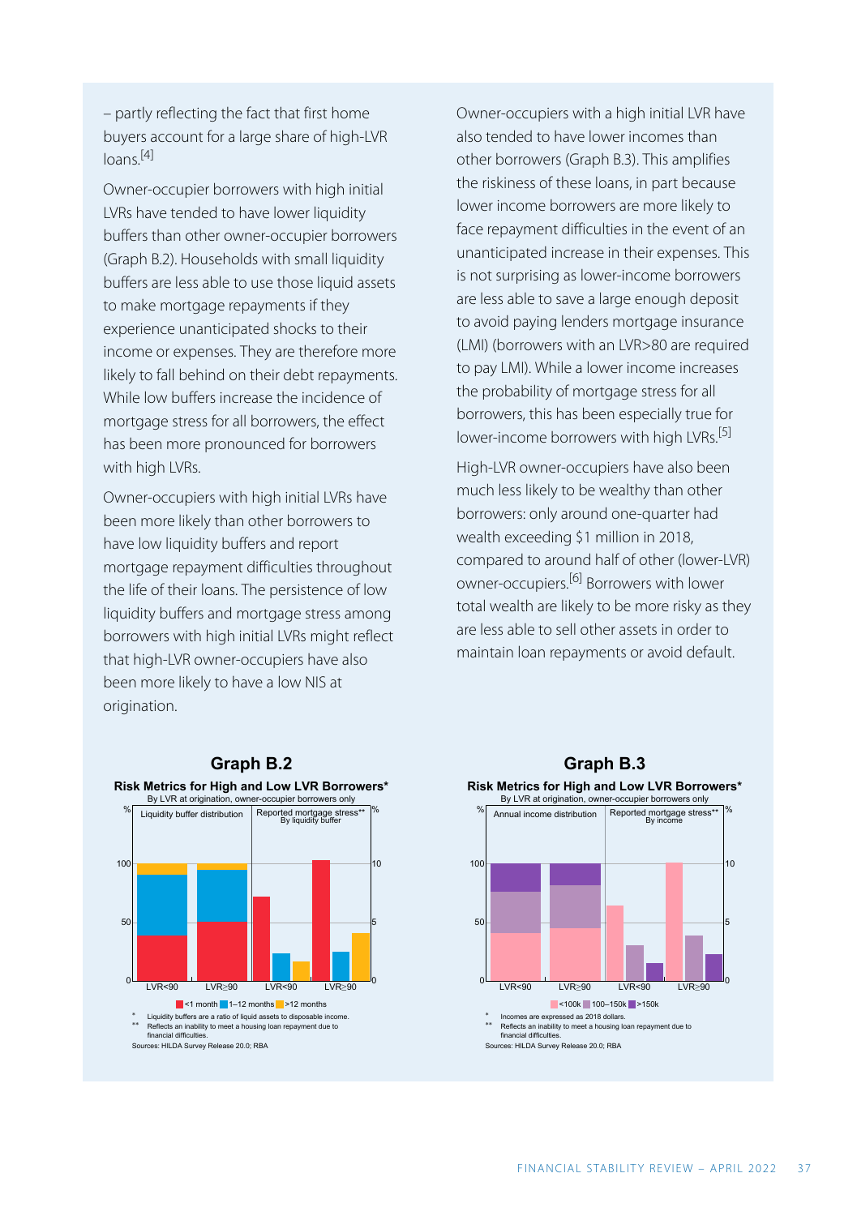– partly reflecting the fact that first home buyers account for a large share of high-LVR loans.[4]

Owner-occupier borrowers with high initial LVRs have tended to have lower liquidity buffers than other owner-occupier borrowers (Graph B.2). Households with small liquidity buffers are less able to use those liquid assets to make mortgage repayments if they experience unanticipated shocks to their income or expenses. They are therefore more likely to fall behind on their debt repayments. While low buffers increase the incidence of mortgage stress for all borrowers, the effect has been more pronounced for borrowers with high LVRs.

Owner-occupiers with high initial LVRs have been more likely than other borrowers to have low liquidity buffers and report mortgage repayment difficulties throughout the life of their loans. The persistence of low liquidity buffers and mortgage stress among borrowers with high initial LVRs might reflect that high-LVR owner-occupiers have also been more likely to have a low NIS at origination.

Owner-occupiers with a high initial LVR have also tended to have lower incomes than other borrowers (Graph B.3). This amplifies the riskiness of these loans, in part because lower income borrowers are more likely to face repayment difficulties in the event of an unanticipated increase in their expenses. This is not surprising as lower-income borrowers are less able to save a large enough deposit to avoid paying lenders mortgage insurance (LMI) (borrowers with an LVR>80 are required to pay LMI). While a lower income increases the probability of mortgage stress for all borrowers, this has been especially true for lower-income borrowers with high LVRs.[5]

High-LVR owner-occupiers have also been much less likely to be wealthy than other borrowers: only around one-quarter had wealth exceeding $1 million in 2018, compared to around half of other (lower-LVR) owner-occupiers.[6] Borrowers with lower total wealth are likely to be more risky as they are less able to sell other assets in order to maintain loan repayments or avoid default.

**Graph B.2**

**Risk Metrics for High and Low LVR Borrowers***

By LVR at origination, owner-occupier borrowers only

\* Liquidity buffers are a ratio of liquid assets to disposable income.
\** Reflects an inability to meet a housing loan repayment due to financial difficulties.
Sources: HILDA Survey Release 20.0; RBA

**Graph B.3**

**Risk Metrics for High and Low LVR Borrowers***

By LVR at origination, owner-occupier borrowers only

\* Incomes are expressed as 2018 dollars.
\** Reflects an inability to meet a housing loan repayment due to financial difficulties.
Sources: HILDA Survey Release 20.0; RBA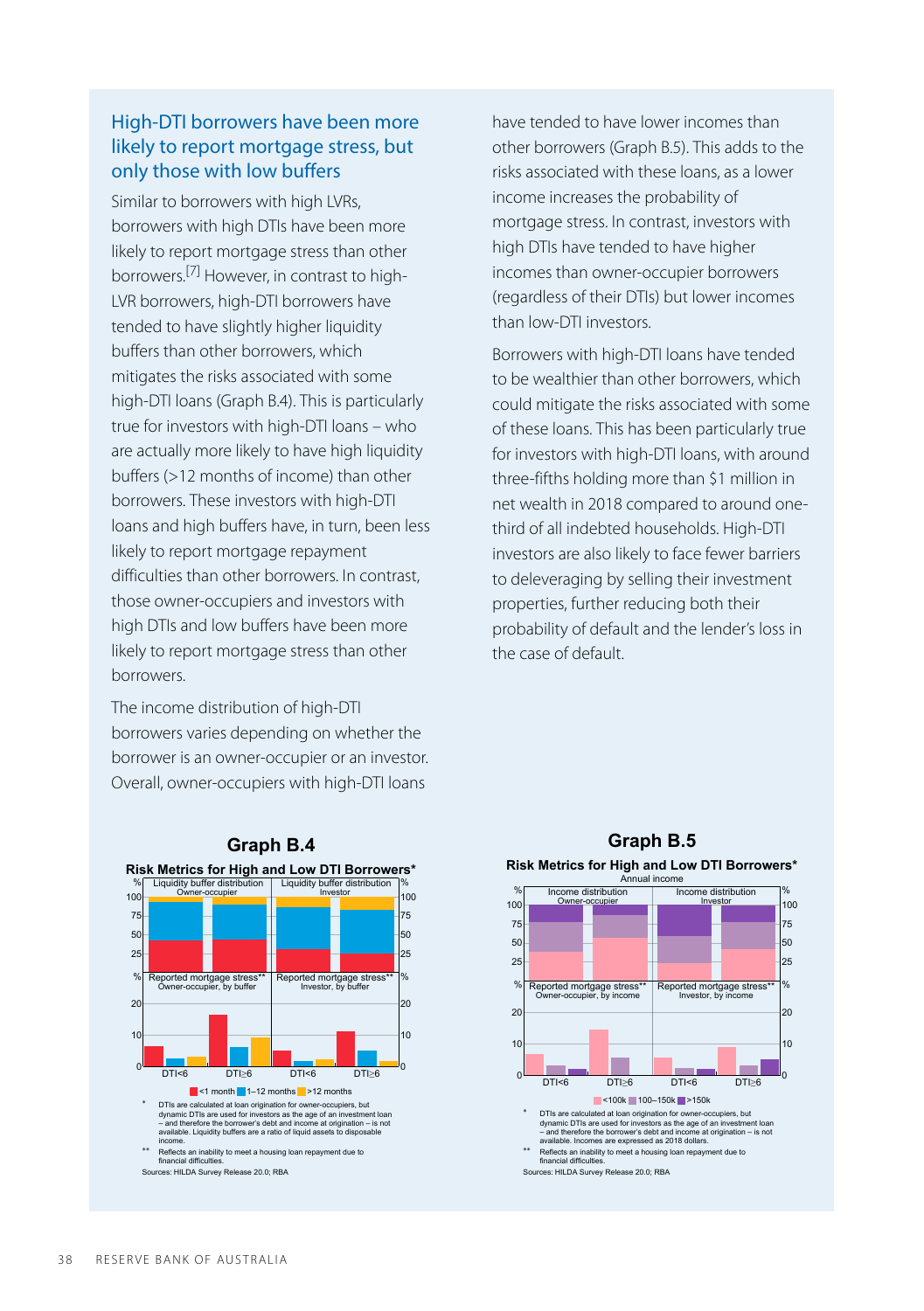## High-DTI borrowers have been more likely to report mortgage stress, but only those with low buffers

Similar to borrowers with high LVRs, borrowers with high DTIs have been more likely to report mortgage stress than other borrowers.[7] However, in contrast to high-LVR borrowers, high-DTI borrowers have tended to have slightly higher liquidity buffers than other borrowers, which mitigates the risks associated with some high-DTI loans (Graph B.4). This is particularly true for investors with high-DTI loans – who are actually more likely to have high liquidity buffers (>12 months of income) than other borrowers. These investors with high-DTI loans and high buffers have, in turn, been less likely to report mortgage repayment difficulties than other borrowers. In contrast, those owner-occupiers and investors with high DTIs and low buffers have been more likely to report mortgage stress than other borrowers.

The income distribution of high-DTI borrowers varies depending on whether the borrower is an owner-occupier or an investor. Overall, owner-occupiers with high-DTI loans have tended to have lower incomes than other borrowers (Graph B.5). This adds to the risks associated with these loans, as a lower income increases the probability of mortgage stress. In contrast, investors with high DTIs have tended to have higher incomes than owner-occupier borrowers (regardless of their DTIs) but lower incomes than low-DTI investors.

Borrowers with high-DTI loans have tended to be wealthier than other borrowers, which could mitigate the risks associated with some of these loans. This has been particularly true for investors with high-DTI loans, with around three-fifths holding more than $1 million in net wealth in 2018 compared to around one-third of all indebted households. High-DTI investors are also likely to face fewer barriers to deleveraging by selling their investment properties, further reducing both their probability of default and the lender's loss in the case of default.

**Graph B.4**

**Risk Metrics for High and Low DTI Borrowers***

\* DTIs are calculated at loan origination for owner-occupiers, but dynamic DTIs are used for investors as the age of an investment loan – and therefore the borrower's debt and income at origination – is not available. Liquidity buffers are a ratio of liquid assets to disposable income.

\*\* Reflects an inability to meet a housing loan repayment due to financial difficulties.

Sources: HILDA Survey Release 20.0; RBA

**Graph B.5**

**Risk Metrics for High and Low DTI Borrowers***

\* DTIs are calculated at loan origination for owner-occupiers, but dynamic DTIs are used for investors as the age of an investment loan – and therefore the borrower's debt and income at origination – is not available. Incomes are expressed as 2018 dollars.

\*\* Reflects an inability to meet a housing loan repayment due to financial difficulties.

Sources: HILDA Survey Release 20.0; RBA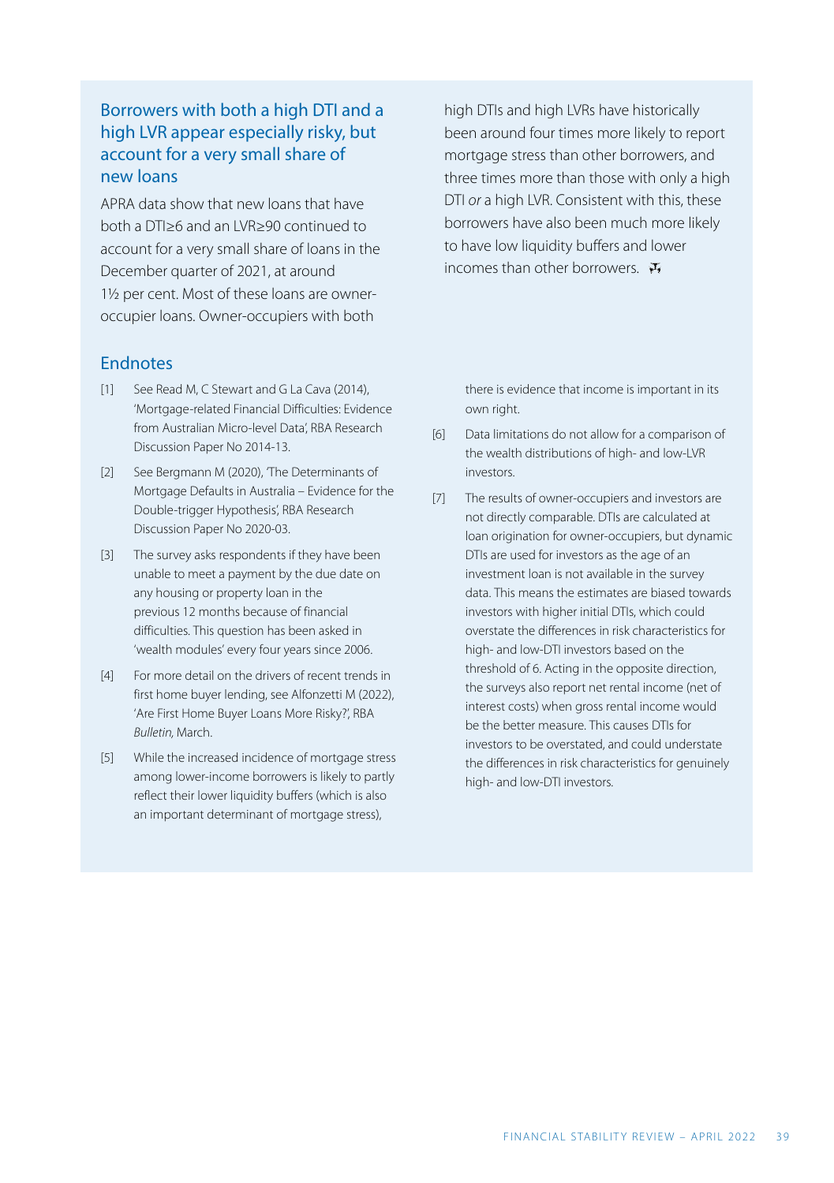### Borrowers with both a high DTI and a high LVR appear especially risky, but account for a very small share of new loans

APRA data show that new loans that have both a DTI≥6 and an LVR≥90 continued to account for a very small share of loans in the December quarter of 2021, at around 1½ per cent. Most of these loans are owner-occupier loans. Owner-occupiers with both high DTIs and high LVRs have historically been around four times more likely to report mortgage stress than other borrowers, and three times more than those with only a high DTI *or* a high LVR. Consistent with this, these borrowers have also been much more likely to have low liquidity buffers and lower incomes than other borrowers.

## Endnotes

[1] See Read M, C Stewart and G La Cava (2014), 'Mortgage-related Financial Difficulties: Evidence from Australian Micro-level Data', RBA Research Discussion Paper No 2014-13.

[2] See Bergmann M (2020), 'The Determinants of Mortgage Defaults in Australia – Evidence for the Double-trigger Hypothesis', RBA Research Discussion Paper No 2020-03.

[3] The survey asks respondents if they have been unable to meet a payment by the due date on any housing or property loan in the previous 12 months because of financial difficulties. This question has been asked in 'wealth modules' every four years since 2006.

[4] For more detail on the drivers of recent trends in first home buyer lending, see Alfonzetti M (2022), 'Are First Home Buyer Loans More Risky?', RBA *Bulletin*, March.

[5] While the increased incidence of mortgage stress among lower-income borrowers is likely to partly reflect their lower liquidity buffers (which is also an important determinant of mortgage stress), there is evidence that income is important in its own right.

[6] Data limitations do not allow for a comparison of the wealth distributions of high- and low-LVR investors.

[7] The results of owner-occupiers and investors are not directly comparable. DTIs are calculated at loan origination for owner-occupiers, but dynamic DTIs are used for investors as the age of an investment loan is not available in the survey data. This means the estimates are biased towards investors with higher initial DTIs, which could overstate the differences in risk characteristics for high- and low-DTI investors based on the threshold of 6. Acting in the opposite direction, the surveys also report net rental income (net of interest costs) when gross rental income would be the better measure. This causes DTIs for investors to be overstated, and could understate the differences in risk characteristics for genuinely high- and low-DTI investors.